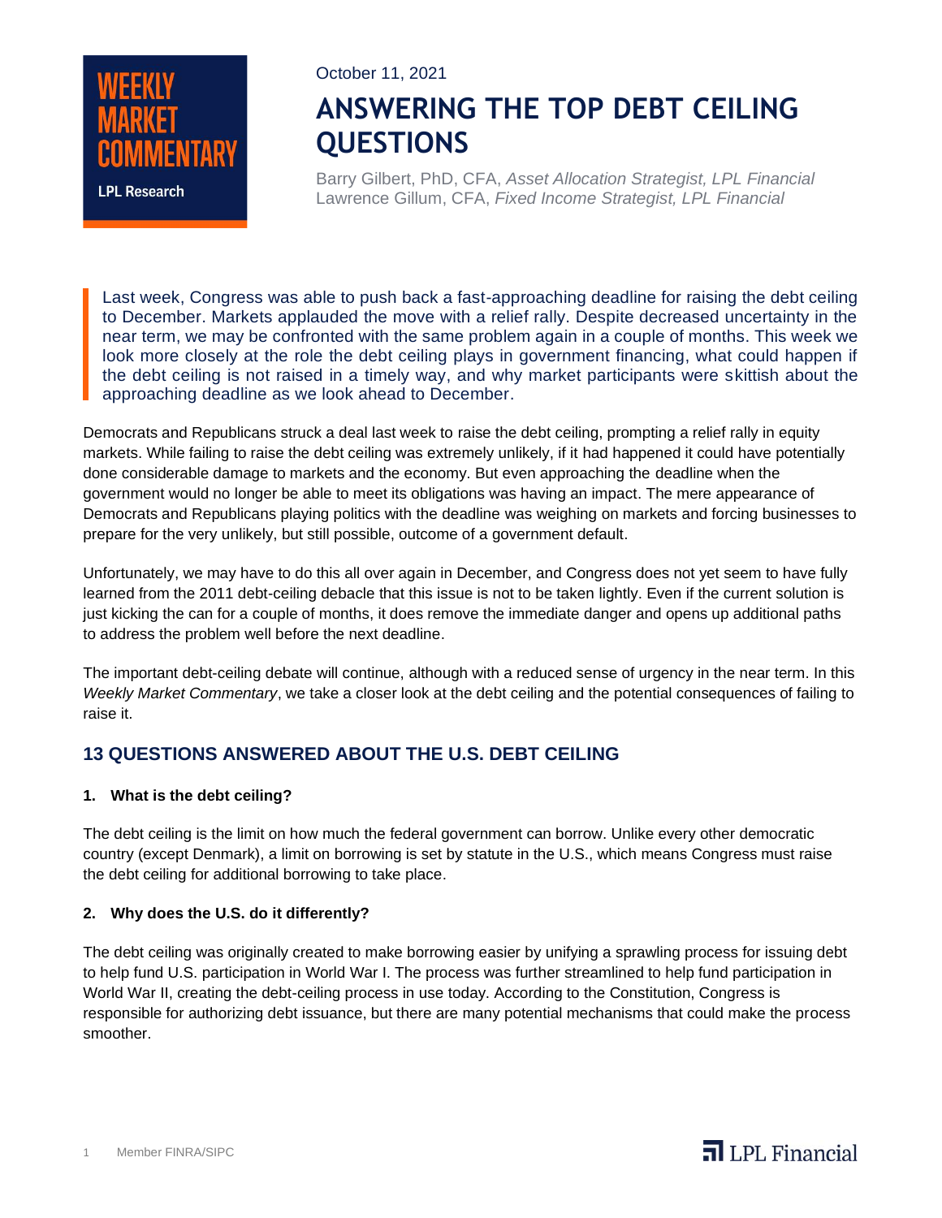WEEKLY MARKET COMMENTARY

LPL Research

October 11, 2021

# ANSWERING THE TOP DEBT CEILING QUESTIONS

Barry Gilbert, PhD, CFA, *Asset Allocation Strategist, LPL Financial*
Lawrence Gillum, CFA, *Fixed Income Strategist, LPL Financial*

> Last week, Congress was able to push back a fast-approaching deadline for raising the debt ceiling to December. Markets applauded the move with a relief rally. Despite decreased uncertainty in the near term, we may be confronted with the same problem again in a couple of months. This week we look more closely at the role the debt ceiling plays in government financing, what could happen if the debt ceiling is not raised in a timely way, and why market participants were skittish about the approaching deadline as we look ahead to December.

Democrats and Republicans struck a deal last week to raise the debt ceiling, prompting a relief rally in equity markets. While failing to raise the debt ceiling was extremely unlikely, if it had happened it could have potentially done considerable damage to markets and the economy. But even approaching the deadline when the government would no longer be able to meet its obligations was having an impact. The mere appearance of Democrats and Republicans playing politics with the deadline was weighing on markets and forcing businesses to prepare for the very unlikely, but still possible, outcome of a government default.

Unfortunately, we may have to do this all over again in December, and Congress does not yet seem to have fully learned from the 2011 debt-ceiling debacle that this issue is not to be taken lightly. Even if the current solution is just kicking the can for a couple of months, it does remove the immediate danger and opens up additional paths to address the problem well before the next deadline.

The important debt-ceiling debate will continue, although with a reduced sense of urgency in the near term. In this *Weekly Market Commentary*, we take a closer look at the debt ceiling and the potential consequences of failing to raise it.

## 13 QUESTIONS ANSWERED ABOUT THE U.S. DEBT CEILING

**1. What is the debt ceiling?**

The debt ceiling is the limit on how much the federal government can borrow. Unlike every other democratic country (except Denmark), a limit on borrowing is set by statute in the U.S., which means Congress must raise the debt ceiling for additional borrowing to take place.

**2. Why does the U.S. do it differently?**

The debt ceiling was originally created to make borrowing easier by unifying a sprawling process for issuing debt to help fund U.S. participation in World War I. The process was further streamlined to help fund participation in World War II, creating the debt-ceiling process in use today. According to the Constitution, Congress is responsible for authorizing debt issuance, but there are many potential mechanisms that could make the process smoother.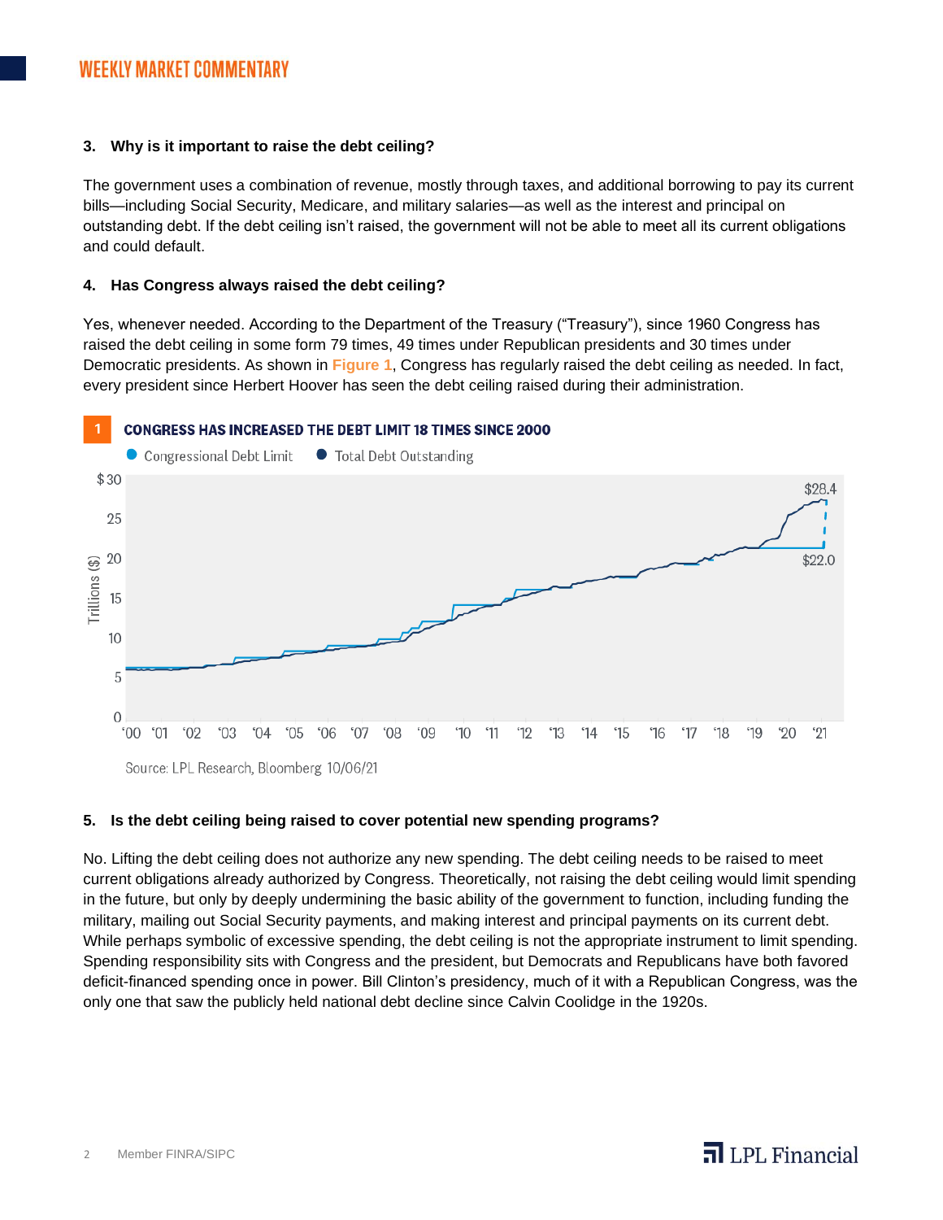### 3. Why is it important to raise the debt ceiling?

The government uses a combination of revenue, mostly through taxes, and additional borrowing to pay its current bills—including Social Security, Medicare, and military salaries—as well as the interest and principal on outstanding debt. If the debt ceiling isn't raised, the government will not be able to meet all its current obligations and could default.

### 4. Has Congress always raised the debt ceiling?

Yes, whenever needed. According to the Department of the Treasury ("Treasury"), since 1960 Congress has raised the debt ceiling in some form 79 times, 49 times under Republican presidents and 30 times under Democratic presidents. As shown in Figure 1, Congress has regularly raised the debt ceiling as needed. In fact, every president since Herbert Hoover has seen the debt ceiling raised during their administration.

**1 CONGRESS HAS INCREASED THE DEBT LIMIT 18 TIMES SINCE 2000**

Source: LPL Research, Bloomberg 10/06/21

### 5. Is the debt ceiling being raised to cover potential new spending programs?

No. Lifting the debt ceiling does not authorize any new spending. The debt ceiling needs to be raised to meet current obligations already authorized by Congress. Theoretically, not raising the debt ceiling would limit spending in the future, but only by deeply undermining the basic ability of the government to function, including funding the military, mailing out Social Security payments, and making interest and principal payments on its current debt. While perhaps symbolic of excessive spending, the debt ceiling is not the appropriate instrument to limit spending. Spending responsibility sits with Congress and the president, but Democrats and Republicans have both favored deficit-financed spending once in power. Bill Clinton's presidency, much of it with a Republican Congress, was the only one that saw the publicly held national debt decline since Calvin Coolidge in the 1920s.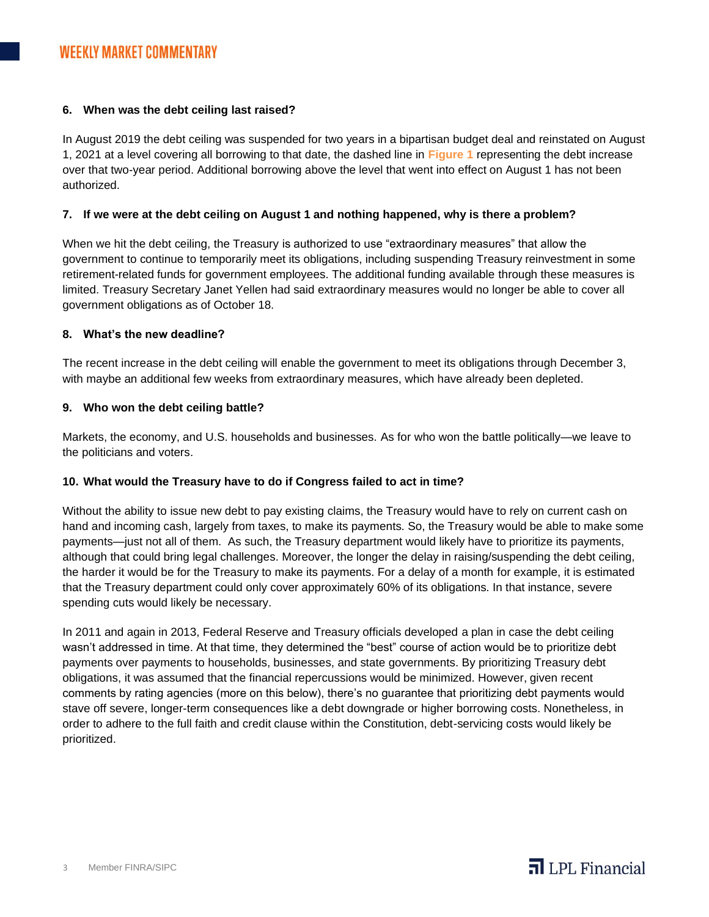#### 6. When was the debt ceiling last raised?

In August 2019 the debt ceiling was suspended for two years in a bipartisan budget deal and reinstated on August 1, 2021 at a level covering all borrowing to that date, the dashed line in Figure 1 representing the debt increase over that two-year period. Additional borrowing above the level that went into effect on August 1 has not been authorized.

#### 7. If we were at the debt ceiling on August 1 and nothing happened, why is there a problem?

When we hit the debt ceiling, the Treasury is authorized to use "extraordinary measures" that allow the government to continue to temporarily meet its obligations, including suspending Treasury reinvestment in some retirement-related funds for government employees. The additional funding available through these measures is limited. Treasury Secretary Janet Yellen had said extraordinary measures would no longer be able to cover all government obligations as of October 18.

#### 8. What's the new deadline?

The recent increase in the debt ceiling will enable the government to meet its obligations through December 3, with maybe an additional few weeks from extraordinary measures, which have already been depleted.

#### 9. Who won the debt ceiling battle?

Markets, the economy, and U.S. households and businesses. As for who won the battle politically—we leave to the politicians and voters.

#### 10. What would the Treasury have to do if Congress failed to act in time?

Without the ability to issue new debt to pay existing claims, the Treasury would have to rely on current cash on hand and incoming cash, largely from taxes, to make its payments. So, the Treasury would be able to make some payments—just not all of them. As such, the Treasury department would likely have to prioritize its payments, although that could bring legal challenges. Moreover, the longer the delay in raising/suspending the debt ceiling, the harder it would be for the Treasury to make its payments. For a delay of a month for example, it is estimated that the Treasury department could only cover approximately 60% of its obligations. In that instance, severe spending cuts would likely be necessary.

In 2011 and again in 2013, Federal Reserve and Treasury officials developed a plan in case the debt ceiling wasn't addressed in time. At that time, they determined the "best" course of action would be to prioritize debt payments over payments to households, businesses, and state governments. By prioritizing Treasury debt obligations, it was assumed that the financial repercussions would be minimized. However, given recent comments by rating agencies (more on this below), there's no guarantee that prioritizing debt payments would stave off severe, longer-term consequences like a debt downgrade or higher borrowing costs. Nonetheless, in order to adhere to the full faith and credit clause within the Constitution, debt-servicing costs would likely be prioritized.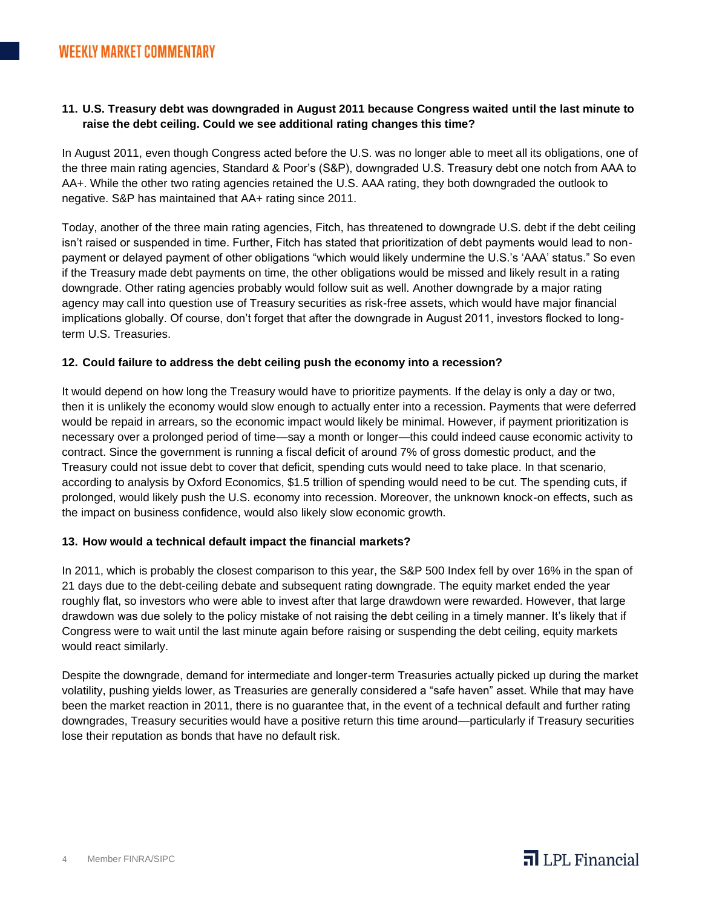**11. U.S. Treasury debt was downgraded in August 2011 because Congress waited until the last minute to raise the debt ceiling. Could we see additional rating changes this time?**

In August 2011, even though Congress acted before the U.S. was no longer able to meet all its obligations, one of the three main rating agencies, Standard & Poor's (S&P), downgraded U.S. Treasury debt one notch from AAA to AA+. While the other two rating agencies retained the U.S. AAA rating, they both downgraded the outlook to negative. S&P has maintained that AA+ rating since 2011.

Today, another of the three main rating agencies, Fitch, has threatened to downgrade U.S. debt if the debt ceiling isn't raised or suspended in time. Further, Fitch has stated that prioritization of debt payments would lead to non-payment or delayed payment of other obligations "which would likely undermine the U.S.'s 'AAA' status." So even if the Treasury made debt payments on time, the other obligations would be missed and likely result in a rating downgrade. Other rating agencies probably would follow suit as well. Another downgrade by a major rating agency may call into question use of Treasury securities as risk-free assets, which would have major financial implications globally. Of course, don't forget that after the downgrade in August 2011, investors flocked to long-term U.S. Treasuries.

**12. Could failure to address the debt ceiling push the economy into a recession?**

It would depend on how long the Treasury would have to prioritize payments. If the delay is only a day or two, then it is unlikely the economy would slow enough to actually enter into a recession. Payments that were deferred would be repaid in arrears, so the economic impact would likely be minimal. However, if payment prioritization is necessary over a prolonged period of time—say a month or longer—this could indeed cause economic activity to contract. Since the government is running a fiscal deficit of around 7% of gross domestic product, and the Treasury could not issue debt to cover that deficit, spending cuts would need to take place. In that scenario, according to analysis by Oxford Economics, $1.5 trillion of spending would need to be cut. The spending cuts, if prolonged, would likely push the U.S. economy into recession. Moreover, the unknown knock-on effects, such as the impact on business confidence, would also likely slow economic growth.

**13. How would a technical default impact the financial markets?**

In 2011, which is probably the closest comparison to this year, the S&P 500 Index fell by over 16% in the span of 21 days due to the debt-ceiling debate and subsequent rating downgrade. The equity market ended the year roughly flat, so investors who were able to invest after that large drawdown were rewarded. However, that large drawdown was due solely to the policy mistake of not raising the debt ceiling in a timely manner. It's likely that if Congress were to wait until the last minute again before raising or suspending the debt ceiling, equity markets would react similarly.

Despite the downgrade, demand for intermediate and longer-term Treasuries actually picked up during the market volatility, pushing yields lower, as Treasuries are generally considered a "safe haven" asset. While that may have been the market reaction in 2011, there is no guarantee that, in the event of a technical default and further rating downgrades, Treasury securities would have a positive return this time around—particularly if Treasury securities lose their reputation as bonds that have no default risk.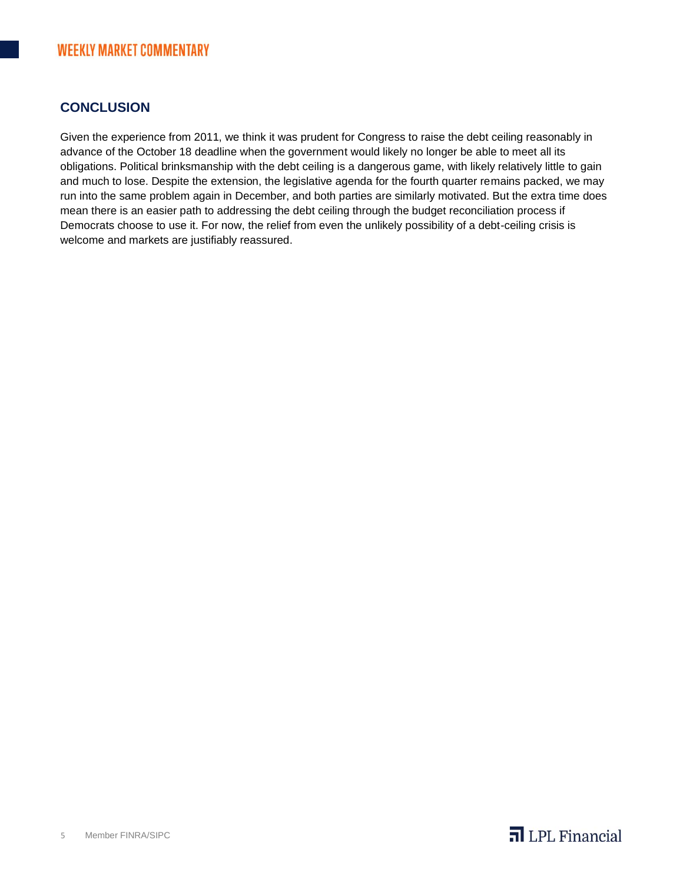## CONCLUSION

Given the experience from 2011, we think it was prudent for Congress to raise the debt ceiling reasonably in advance of the October 18 deadline when the government would likely no longer be able to meet all its obligations. Political brinksmanship with the debt ceiling is a dangerous game, with likely relatively little to gain and much to lose. Despite the extension, the legislative agenda for the fourth quarter remains packed, we may run into the same problem again in December, and both parties are similarly motivated. But the extra time does mean there is an easier path to addressing the debt ceiling through the budget reconciliation process if Democrats choose to use it. For now, the relief from even the unlikely possibility of a debt-ceiling crisis is welcome and markets are justifiably reassured.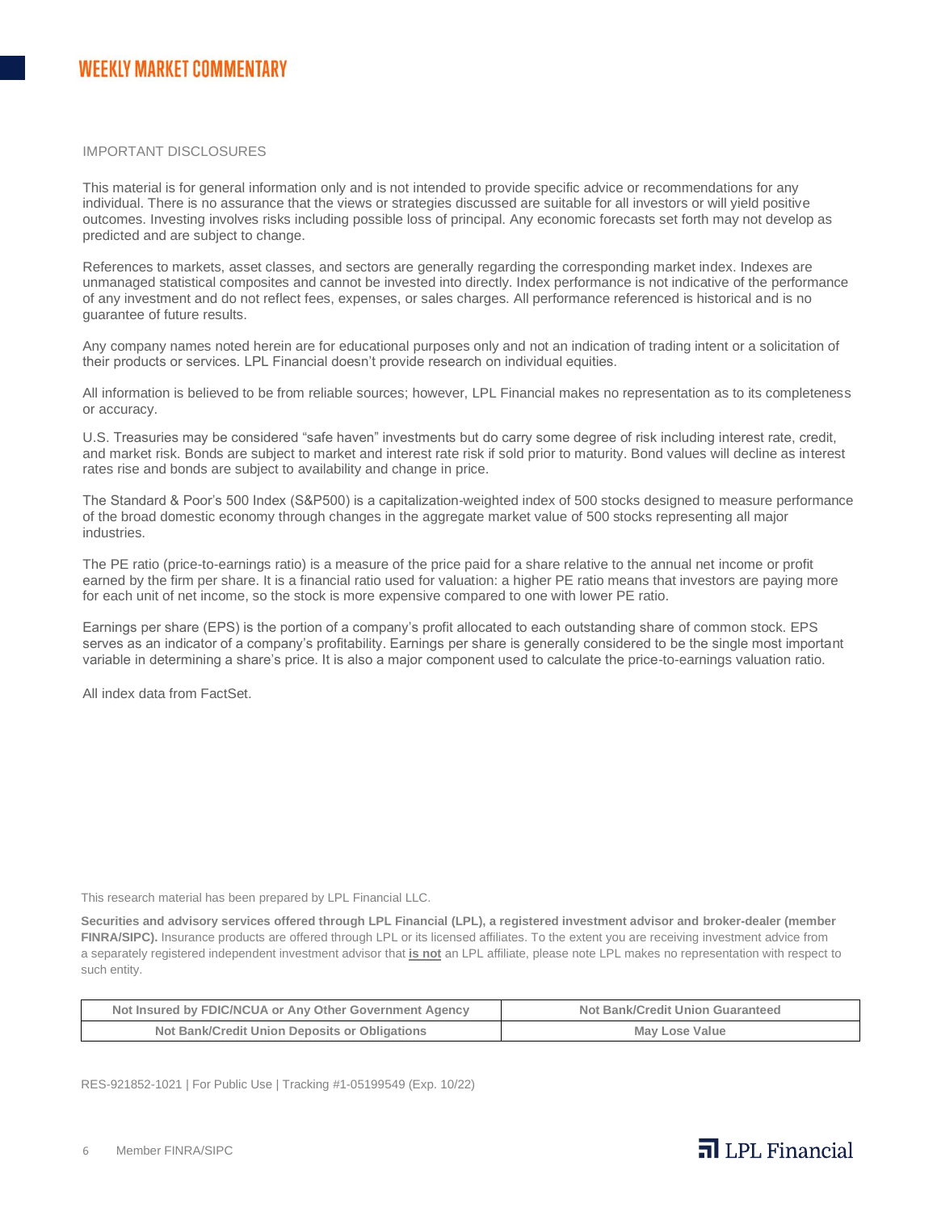IMPORTANT DISCLOSURES

This material is for general information only and is not intended to provide specific advice or recommendations for any individual. There is no assurance that the views or strategies discussed are suitable for all investors or will yield positive outcomes. Investing involves risks including possible loss of principal. Any economic forecasts set forth may not develop as predicted and are subject to change.

References to markets, asset classes, and sectors are generally regarding the corresponding market index. Indexes are unmanaged statistical composites and cannot be invested into directly. Index performance is not indicative of the performance of any investment and do not reflect fees, expenses, or sales charges. All performance referenced is historical and is no guarantee of future results.

Any company names noted herein are for educational purposes only and not an indication of trading intent or a solicitation of their products or services. LPL Financial doesn't provide research on individual equities.

All information is believed to be from reliable sources; however, LPL Financial makes no representation as to its completeness or accuracy.

U.S. Treasuries may be considered "safe haven" investments but do carry some degree of risk including interest rate, credit, and market risk. Bonds are subject to market and interest rate risk if sold prior to maturity. Bond values will decline as interest rates rise and bonds are subject to availability and change in price.

The Standard & Poor's 500 Index (S&P500) is a capitalization-weighted index of 500 stocks designed to measure performance of the broad domestic economy through changes in the aggregate market value of 500 stocks representing all major industries.

The PE ratio (price-to-earnings ratio) is a measure of the price paid for a share relative to the annual net income or profit earned by the firm per share. It is a financial ratio used for valuation: a higher PE ratio means that investors are paying more for each unit of net income, so the stock is more expensive compared to one with lower PE ratio.

Earnings per share (EPS) is the portion of a company's profit allocated to each outstanding share of common stock. EPS serves as an indicator of a company's profitability. Earnings per share is generally considered to be the single most important variable in determining a share's price. It is also a major component used to calculate the price-to-earnings valuation ratio.

All index data from FactSet.

This research material has been prepared by LPL Financial LLC.

**Securities and advisory services offered through LPL Financial (LPL), a registered investment advisor and broker-dealer (member FINRA/SIPC).** Insurance products are offered through LPL or its licensed affiliates. To the extent you are receiving investment advice from a separately registered independent investment advisor that **is not** an LPL affiliate, please note LPL makes no representation with respect to such entity.

| | |
|---|---|
| Not Insured by FDIC/NCUA or Any Other Government Agency | Not Bank/Credit Union Guaranteed |
| Not Bank/Credit Union Deposits or Obligations | May Lose Value |

RES-921852-1021 | For Public Use | Tracking #1-05199549 (Exp. 10/22)

Member FINRA/SIPC